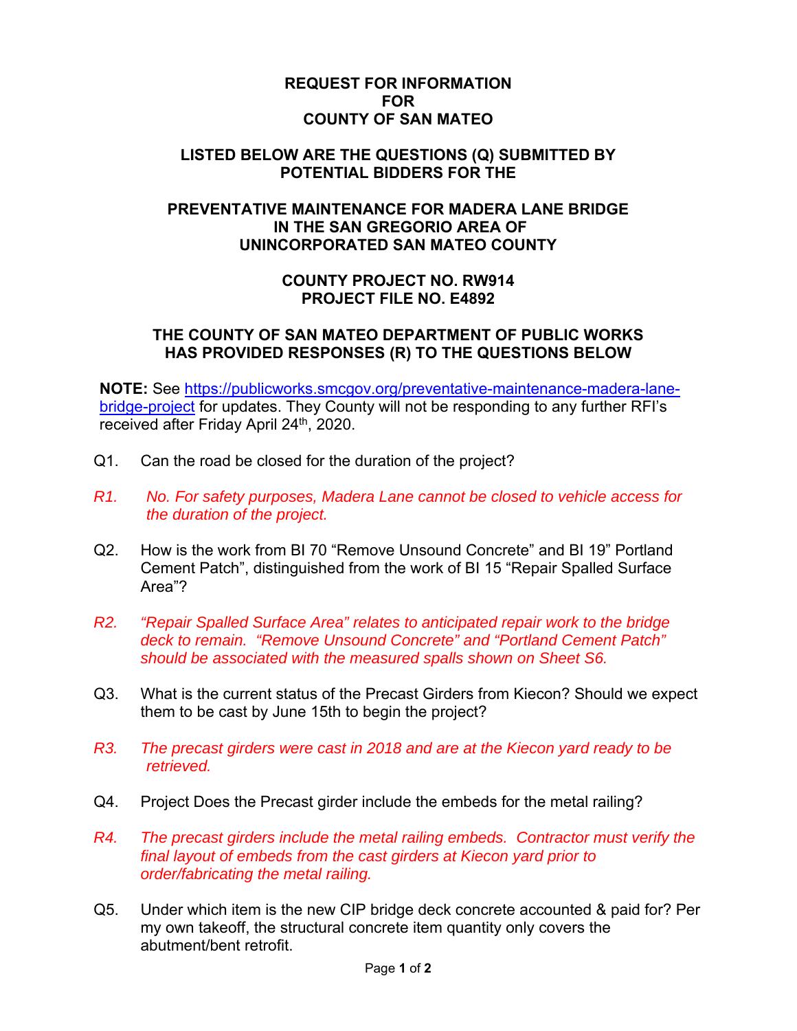# REQUEST FOR INFORMATION
# FOR
# COUNTY OF SAN MATEO

## LISTED BELOW ARE THE QUESTIONS (Q) SUBMITTED BY POTENTIAL BIDDERS FOR THE

## PREVENTATIVE MAINTENANCE FOR MADERA LANE BRIDGE IN THE SAN GREGORIO AREA OF UNINCORPORATED SAN MATEO COUNTY

## COUNTY PROJECT NO. RW914
## PROJECT FILE NO. E4892

## THE COUNTY OF SAN MATEO DEPARTMENT OF PUBLIC WORKS HAS PROVIDED RESPONSES (R) TO THE QUESTIONS BELOW

**NOTE:** See [https://publicworks.smcgov.org/preventative-maintenance-madera-lane-bridge-project](https://publicworks.smcgov.org/preventative-maintenance-madera-lane-bridge-project) for updates. They County will not be responding to any further RFI's received after Friday April 24th, 2020.

Q1. Can the road be closed for the duration of the project?

*R1. No. For safety purposes, Madera Lane cannot be closed to vehicle access for the duration of the project.*

Q2. How is the work from BI 70 "Remove Unsound Concrete" and BI 19" Portland Cement Patch", distinguished from the work of BI 15 "Repair Spalled Surface Area"?

*R2. "Repair Spalled Surface Area" relates to anticipated repair work to the bridge deck to remain. "Remove Unsound Concrete" and "Portland Cement Patch" should be associated with the measured spalls shown on Sheet S6.*

Q3. What is the current status of the Precast Girders from Kiecon? Should we expect them to be cast by June 15th to begin the project?

*R3. The precast girders were cast in 2018 and are at the Kiecon yard ready to be retrieved.*

Q4. Project Does the Precast girder include the embeds for the metal railing?

*R4. The precast girders include the metal railing embeds. Contractor must verify the final layout of embeds from the cast girders at Kiecon yard prior to order/fabricating the metal railing.*

Q5. Under which item is the new CIP bridge deck concrete accounted & paid for? Per my own takeoff, the structural concrete item quantity only covers the abutment/bent retrofit.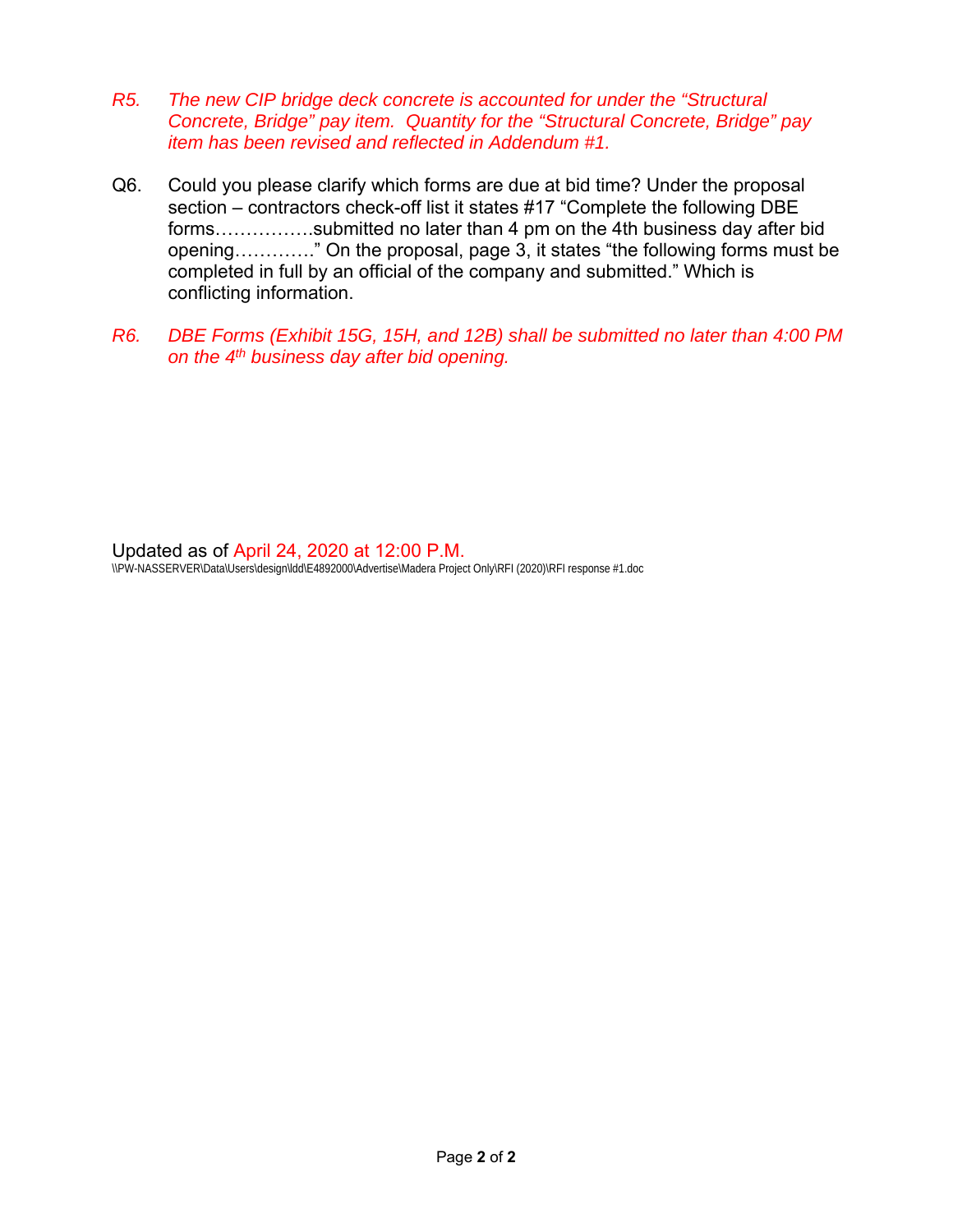*R5. The new CIP bridge deck concrete is accounted for under the "Structural Concrete, Bridge" pay item. Quantity for the "Structural Concrete, Bridge" pay item has been revised and reflected in Addendum #1.*

Q6. Could you please clarify which forms are due at bid time? Under the proposal section – contractors check-off list it states #17 "Complete the following DBE forms…………….submitted no later than 4 pm on the 4th business day after bid opening…………." On the proposal, page 3, it states "the following forms must be completed in full by an official of the company and submitted." Which is conflicting information.

*R6. DBE Forms (Exhibit 15G, 15H, and 12B) shall be submitted no later than 4:00 PM on the 4th business day after bid opening.*

Updated as of April 24, 2020 at 12:00 P.M.

\\PW-NASSERVER\Data\Users\design\ldd\E4892000\Advertise\Madera Project Only\RFI (2020)\RFI response #1.doc